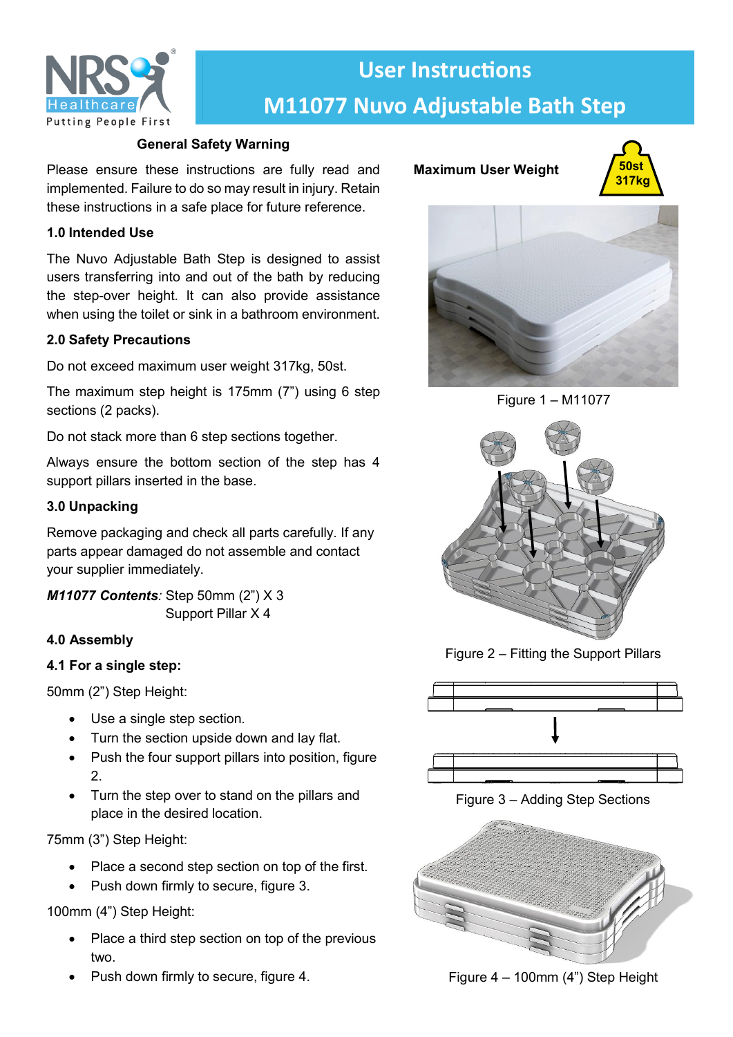# User Instructions

# M11077 Nuvo Adjustable Bath Step

**General Safety Warning**

Please ensure these instructions are fully read and implemented. Failure to do so may result in injury. Retain these instructions in a safe place for future reference.

### 1.0 Intended Use

The Nuvo Adjustable Bath Step is designed to assist users transferring into and out of the bath by reducing the step-over height. It can also provide assistance when using the toilet or sink in a bathroom environment.

### 2.0 Safety Precautions

Do not exceed maximum user weight 317kg, 50st.

The maximum step height is 175mm (7") using 6 step sections (2 packs).

Do not stack more than 6 step sections together.

Always ensure the bottom section of the step has 4 support pillars inserted in the base.

### 3.0 Unpacking

Remove packaging and check all parts carefully. If any parts appear damaged do not assemble and contact your supplier immediately.

***M11077 Contents***: Step 50mm (2") X 3
Support Pillar X 4

### 4.0 Assembly

#### 4.1 For a single step:

50mm (2") Step Height:

- Use a single step section.
- Turn the section upside down and lay flat.
- Push the four support pillars into position, figure 2.
- Turn the step over to stand on the pillars and place in the desired location.

75mm (3") Step Height:

- Place a second step section on top of the first.
- Push down firmly to secure, figure 3.

100mm (4") Step Height:

- Place a third step section on top of the previous two.
- Push down firmly to secure, figure 4.

**Maximum User Weight**

50st
317kg

Figure 1 – M11077

Figure 2 – Fitting the Support Pillars

Figure 3 – Adding Step Sections

Figure 4 – 100mm (4") Step Height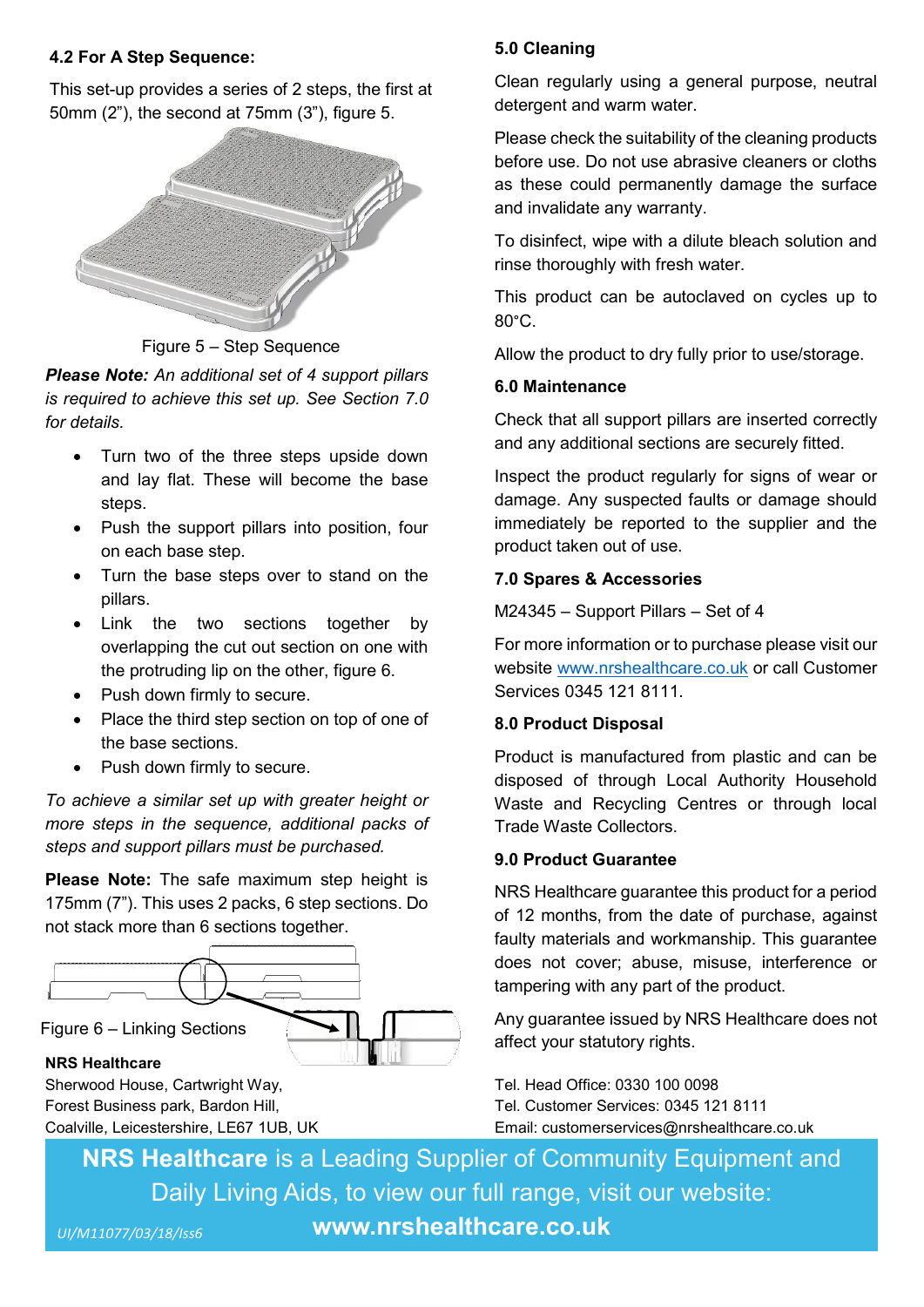### 4.2 For A Step Sequence:

This set-up provides a series of 2 steps, the first at 50mm (2”), the second at 75mm (3”), figure 5.

Figure 5 – Step Sequence

***Please Note:*** *An additional set of 4 support pillars is required to achieve this set up. See Section 7.0 for details.*

- Turn two of the three steps upside down and lay flat. These will become the base steps.
- Push the support pillars into position, four on each base step.
- Turn the base steps over to stand on the pillars.
- Link the two sections together by overlapping the cut out section on one with the protruding lip on the other, figure 6.
- Push down firmly to secure.
- Place the third step section on top of one of the base sections.
- Push down firmly to secure.

*To achieve a similar set up with greater height or more steps in the sequence, additional packs of steps and support pillars must be purchased.*

**Please Note:** The safe maximum step height is 175mm (7”). This uses 2 packs, 6 step sections. Do not stack more than 6 sections together.

Figure 6 – Linking Sections

**NRS Healthcare**
Sherwood House, Cartwright Way,
Forest Business park, Bardon Hill,
Coalville, Leicestershire, LE67 1UB, UK

### 5.0 Cleaning

Clean regularly using a general purpose, neutral detergent and warm water.

Please check the suitability of the cleaning products before use. Do not use abrasive cleaners or cloths as these could permanently damage the surface and invalidate any warranty.

To disinfect, wipe with a dilute bleach solution and rinse thoroughly with fresh water.

This product can be autoclaved on cycles up to 80°C.

Allow the product to dry fully prior to use/storage.

### 6.0 Maintenance

Check that all support pillars are inserted correctly and any additional sections are securely fitted.

Inspect the product regularly for signs of wear or damage. Any suspected faults or damage should immediately be reported to the supplier and the product taken out of use.

### 7.0 Spares & Accessories

M24345 – Support Pillars – Set of 4

For more information or to purchase please visit our website www.nrshealthcare.co.uk or call Customer Services 0345 121 8111.

### 8.0 Product Disposal

Product is manufactured from plastic and can be disposed of through Local Authority Household Waste and Recycling Centres or through local Trade Waste Collectors.

### 9.0 Product Guarantee

NRS Healthcare guarantee this product for a period of 12 months, from the date of purchase, against faulty materials and workmanship. This guarantee does not cover; abuse, misuse, interference or tampering with any part of the product.

Any guarantee issued by NRS Healthcare does not affect your statutory rights.

Tel. Head Office: 0330 100 0098
Tel. Customer Services: 0345 121 8111
Email: customerservices@nrshealthcare.co.uk

**NRS Healthcare** is a Leading Supplier of Community Equipment and Daily Living Aids, to view our full range, visit our website:
**www.nrshealthcare.co.uk**

*UI/M11077/03/18/Iss6*